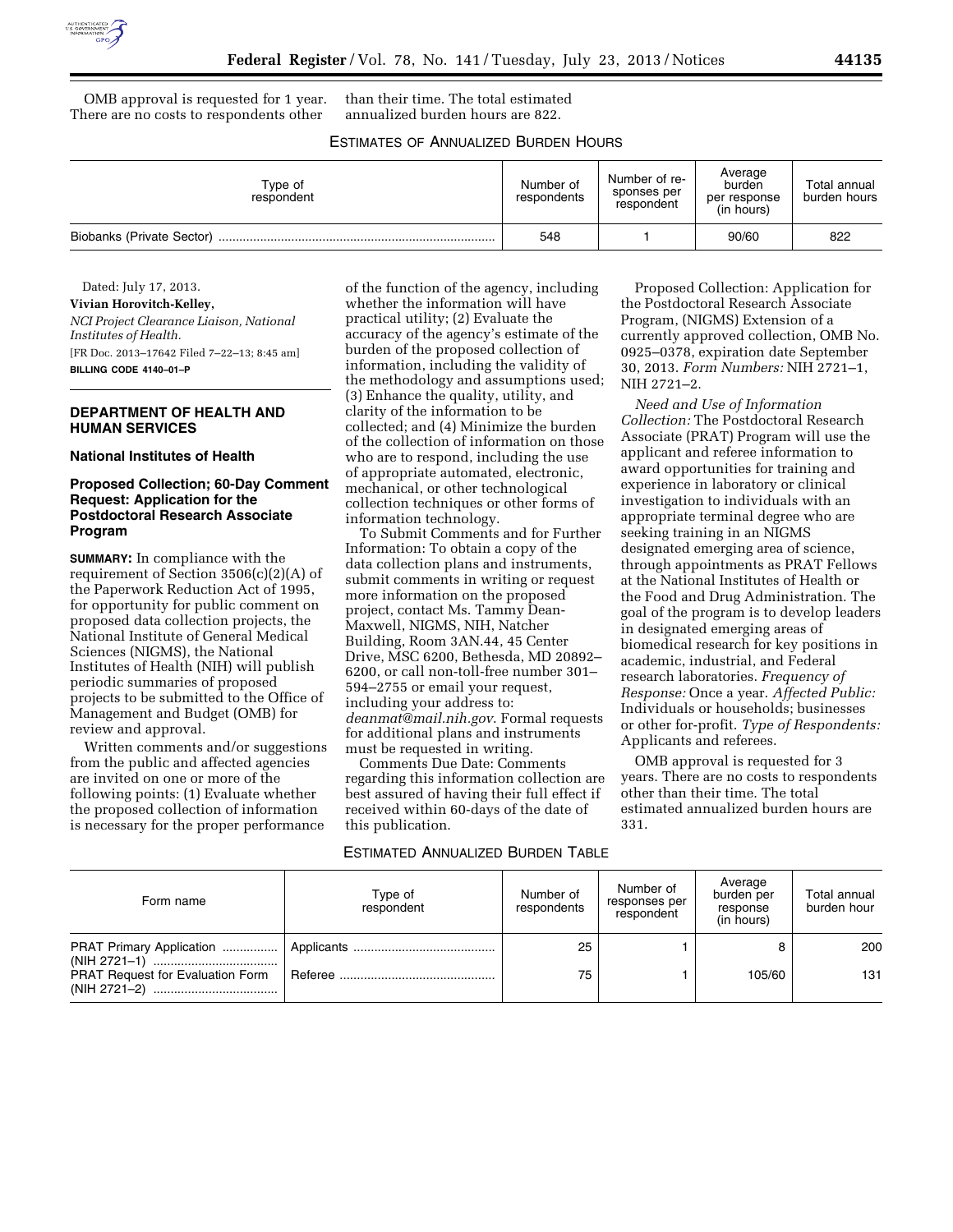OMB approval is requested for 1 year. There are no costs to respondents other than their time. The total estimated annualized burden hours are 822.

ESTIMATES OF ANNUALIZED BURDEN HOURS

| Type of respondent | Number of respondents | Number of responses per respondent | Average burden per response (in hours) | Total annual burden hours |
|---|---|---|---|---|
| Biobanks (Private Sector) | 548 | 1 | 90/60 | 822 |

Dated: July 17, 2013.

**Vivian Horovitch-Kelley,**

*NCI Project Clearance Liaison, National Institutes of Health.*

[FR Doc. 2013–17642 Filed 7–22–13; 8:45 am]

**BILLING CODE 4140–01–P**

## DEPARTMENT OF HEALTH AND HUMAN SERVICES

### National Institutes of Health

### Proposed Collection; 60-Day Comment Request: Application for the Postdoctoral Research Associate Program

**SUMMARY:** In compliance with the requirement of Section 3506(c)(2)(A) of the Paperwork Reduction Act of 1995, for opportunity for public comment on proposed data collection projects, the National Institute of General Medical Sciences (NIGMS), the National Institutes of Health (NIH) will publish periodic summaries of proposed projects to be submitted to the Office of Management and Budget (OMB) for review and approval.

Written comments and/or suggestions from the public and affected agencies are invited on one or more of the following points: (1) Evaluate whether the proposed collection of information is necessary for the proper performance of the function of the agency, including whether the information will have practical utility; (2) Evaluate the accuracy of the agency's estimate of the burden of the proposed collection of information, including the validity of the methodology and assumptions used; (3) Enhance the quality, utility, and clarity of the information to be collected; and (4) Minimize the burden of the collection of information on those who are to respond, including the use of appropriate automated, electronic, mechanical, or other technological collection techniques or other forms of information technology.

To Submit Comments and for Further Information: To obtain a copy of the data collection plans and instruments, submit comments in writing or request more information on the proposed project, contact Ms. Tammy Dean-Maxwell, NIGMS, NIH, Natcher Building, Room 3AN.44, 45 Center Drive, MSC 6200, Bethesda, MD 20892–6200, or call non-toll-free number 301–594–2755 or email your request, including your address to: *deanmat@mail.nih.gov*. Formal requests for additional plans and instruments must be requested in writing.

Comments Due Date: Comments regarding this information collection are best assured of having their full effect if received within 60-days of the date of this publication.

Proposed Collection: Application for the Postdoctoral Research Associate Program, (NIGMS) Extension of a currently approved collection, OMB No. 0925–0378, expiration date September 30, 2013. *Form Numbers:* NIH 2721–1, NIH 2721–2.

*Need and Use of Information Collection:* The Postdoctoral Research Associate (PRAT) Program will use the applicant and referee information to award opportunities for training and experience in laboratory or clinical investigation to individuals with an appropriate terminal degree who are seeking training in an NIGMS designated emerging area of science, through appointments as PRAT Fellows at the National Institutes of Health or the Food and Drug Administration. The goal of the program is to develop leaders in designated emerging areas of biomedical research for key positions in academic, industrial, and Federal research laboratories. *Frequency of Response:* Once a year. *Affected Public:* Individuals or households; businesses or other for-profit. *Type of Respondents:* Applicants and referees.

OMB approval is requested for 3 years. There are no costs to respondents other than their time. The total estimated annualized burden hours are 331.

ESTIMATED ANNUALIZED BURDEN TABLE

| Form name | Type of respondent | Number of respondents | Number of responses per respondent | Average burden per response (in hours) | Total annual burden hour |
|---|---|---|---|---|---|
| PRAT Primary Application (NIH 2721–1) | Applicants | 25 | 1 | 8 | 200 |
| PRAT Request for Evaluation Form (NIH 2721–2) | Referee | 75 | 1 | 105/60 | 131 |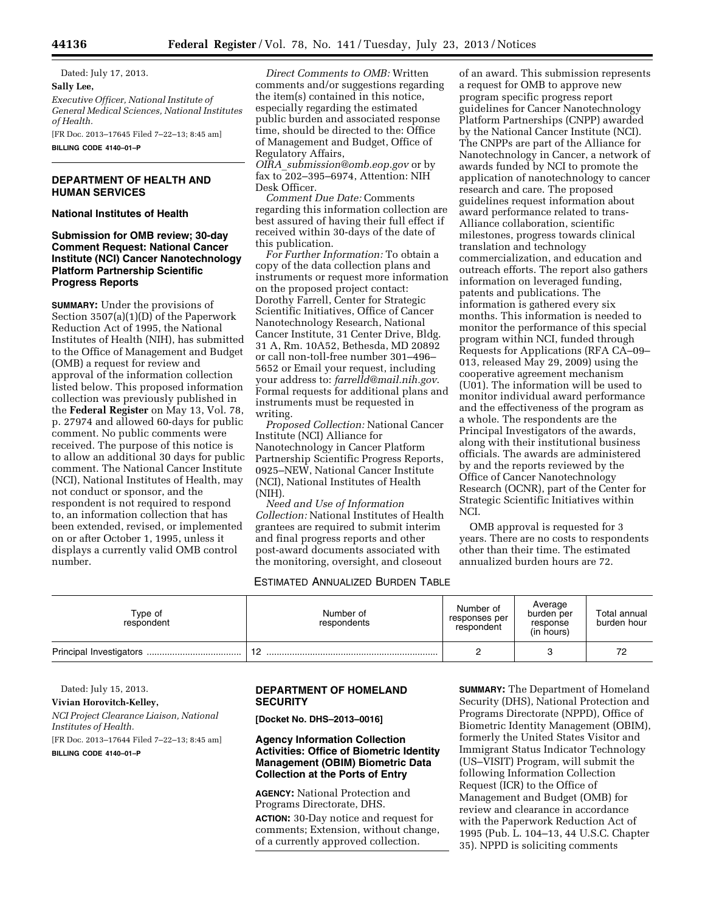Dated: July 17, 2013.

**Sally Lee,**

*Executive Officer, National Institute of General Medical Sciences, National Institutes of Health.*

[FR Doc. 2013–17645 Filed 7–22–13; 8:45 am]

**BILLING CODE 4140–01–P**

## DEPARTMENT OF HEALTH AND HUMAN SERVICES

### National Institutes of Health

### Submission for OMB review; 30-day Comment Request: National Cancer Institute (NCI) Cancer Nanotechnology Platform Partnership Scientific Progress Reports

**SUMMARY:** Under the provisions of Section 3507(a)(1)(D) of the Paperwork Reduction Act of 1995, the National Institutes of Health (NIH), has submitted to the Office of Management and Budget (OMB) a request for review and approval of the information collection listed below. This proposed information collection was previously published in the **Federal Register** on May 13, Vol. 78, p. 27974 and allowed 60-days for public comment. No public comments were received. The purpose of this notice is to allow an additional 30 days for public comment. The National Cancer Institute (NCI), National Institutes of Health, may not conduct or sponsor, and the respondent is not required to respond to, an information collection that has been extended, revised, or implemented on or after October 1, 1995, unless it displays a currently valid OMB control number.

*Direct Comments to OMB:* Written comments and/or suggestions regarding the item(s) contained in this notice, especially regarding the estimated public burden and associated response time, should be directed to the: Office of Management and Budget, Office of Regulatory Affairs, *OIRA_submission@omb.eop.gov* or by fax to 202–395–6974, Attention: NIH Desk Officer.

*Comment Due Date:* Comments regarding this information collection are best assured of having their full effect if received within 30-days of the date of this publication.

*For Further Information:* To obtain a copy of the data collection plans and instruments or request more information on the proposed project contact: Dorothy Farrell, Center for Strategic Scientific Initiatives, Office of Cancer Nanotechnology Research, National Cancer Institute, 31 Center Drive, Bldg. 31 A, Rm. 10A52, Bethesda, MD 20892 or call non-toll-free number 301–496–5652 or Email your request, including your address to: *farrelld@mail.nih.gov*. Formal requests for additional plans and instruments must be requested in writing.

*Proposed Collection:* National Cancer Institute (NCI) Alliance for Nanotechnology in Cancer Platform Partnership Scientific Progress Reports, 0925–NEW, National Cancer Institute (NCI), National Institutes of Health (NIH).

*Need and Use of Information Collection:* National Institutes of Health grantees are required to submit interim and final progress reports and other post-award documents associated with the monitoring, oversight, and closeout of an award. This submission represents a request for OMB to approve new program specific progress report guidelines for Cancer Nanotechnology Platform Partnerships (CNPP) awarded by the National Cancer Institute (NCI). The CNPPs are part of the Alliance for Nanotechnology in Cancer, a network of awards funded by NCI to promote the application of nanotechnology to cancer research and care. The proposed guidelines request information about award performance related to trans-Alliance collaboration, scientific milestones, progress towards clinical translation and technology commercialization, and education and outreach efforts. The report also gathers information on leveraged funding, patents and publications. The information is gathered every six months. This information is needed to monitor the performance of this special program within NCI, funded through Requests for Applications (RFA CA–09–013, released May 29, 2009) using the cooperative agreement mechanism (U01). The information will be used to monitor individual award performance and the effectiveness of the program as a whole. The respondents are the Principal Investigators of the awards, along with their institutional business officials. The awards are administered by and the reports reviewed by the Office of Cancer Nanotechnology Research (OCNR), part of the Center for Strategic Scientific Initiatives within NCI.

OMB approval is requested for 3 years. There are no costs to respondents other than their time. The estimated annualized burden hours are 72.

ESTIMATED ANNUALIZED BURDEN TABLE

| Type of respondent | Number of respondents | Number of responses per respondent | Average burden per response (in hours) | Total annual burden hour |
|---|---|---|---|---|
| Principal Investigators | 12 | 2 | 3 | 72 |

Dated: July 15, 2013.

**Vivian Horovitch-Kelley,**

*NCI Project Clearance Liaison, National Institutes of Health.*

[FR Doc. 2013–17644 Filed 7–22–13; 8:45 am]

**BILLING CODE 4140–01–P**

## DEPARTMENT OF HOMELAND SECURITY

**[Docket No. DHS–2013–0016]**

### Agency Information Collection Activities: Office of Biometric Identity Management (OBIM) Biometric Data Collection at the Ports of Entry

**AGENCY:** National Protection and Programs Directorate, DHS.

**ACTION:** 30-Day notice and request for comments; Extension, without change, of a currently approved collection.

**SUMMARY:** The Department of Homeland Security (DHS), National Protection and Programs Directorate (NPPD), Office of Biometric Identity Management (OBIM), formerly the United States Visitor and Immigrant Status Indicator Technology (US–VISIT) Program, will submit the following Information Collection Request (ICR) to the Office of Management and Budget (OMB) for review and clearance in accordance with the Paperwork Reduction Act of 1995 (Pub. L. 104–13, 44 U.S.C. Chapter 35). NPPD is soliciting comments